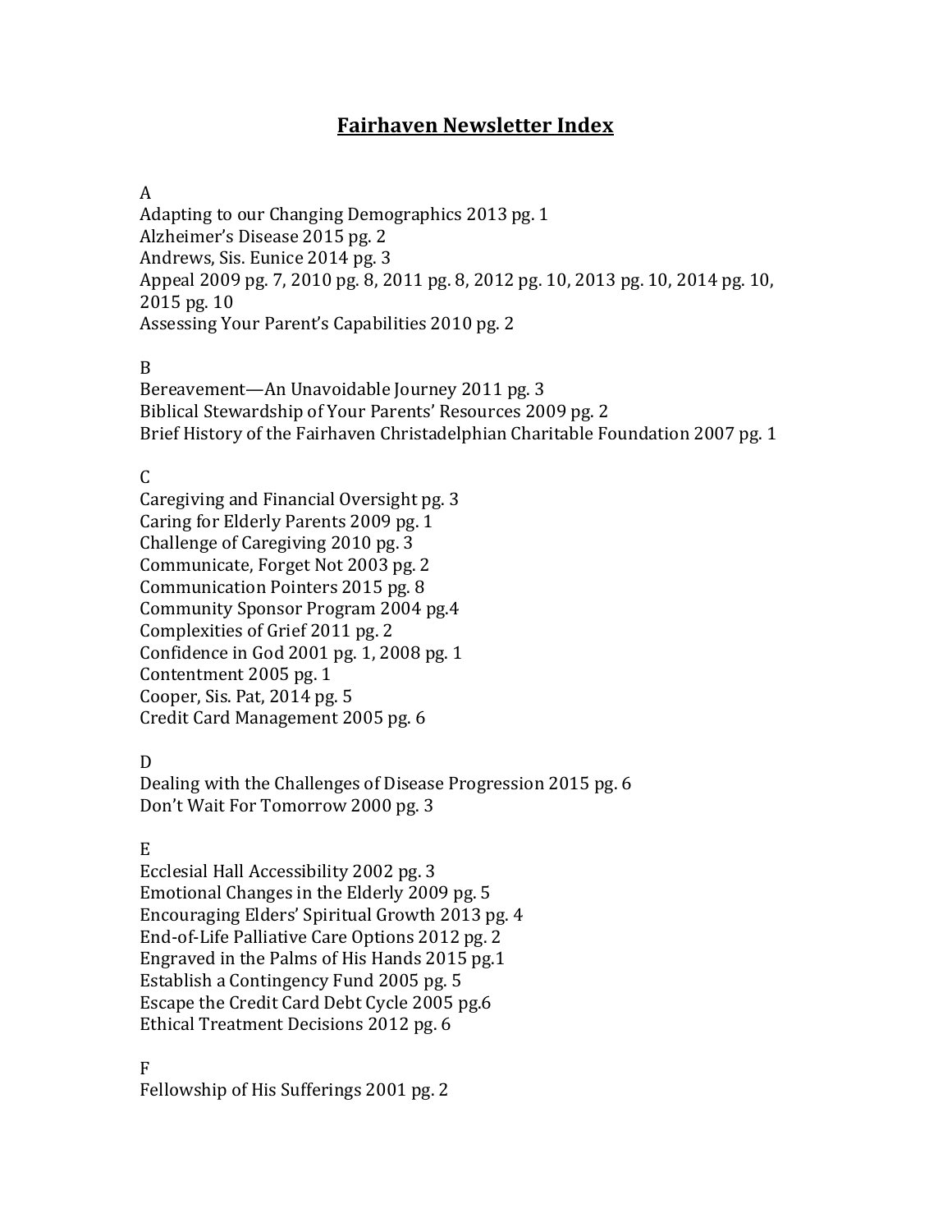# Fairhaven Newsletter Index

A

Adapting to our Changing Demographics 2013 pg. 1
Alzheimer's Disease 2015 pg. 2
Andrews, Sis. Eunice 2014 pg. 3
Appeal 2009 pg. 7, 2010 pg. 8, 2011 pg. 8, 2012 pg. 10, 2013 pg. 10, 2014 pg. 10, 2015 pg. 10
Assessing Your Parent's Capabilities 2010 pg. 2

B

Bereavement—An Unavoidable Journey 2011 pg. 3
Biblical Stewardship of Your Parents' Resources 2009 pg. 2
Brief History of the Fairhaven Christadelphian Charitable Foundation 2007 pg. 1

C

Caregiving and Financial Oversight pg. 3
Caring for Elderly Parents 2009 pg. 1
Challenge of Caregiving 2010 pg. 3
Communicate, Forget Not 2003 pg. 2
Communication Pointers 2015 pg. 8
Community Sponsor Program 2004 pg.4
Complexities of Grief 2011 pg. 2
Confidence in God 2001 pg. 1, 2008 pg. 1
Contentment 2005 pg. 1
Cooper, Sis. Pat, 2014 pg. 5
Credit Card Management 2005 pg. 6

D

Dealing with the Challenges of Disease Progression 2015 pg. 6
Don't Wait For Tomorrow 2000 pg. 3

E

Ecclesial Hall Accessibility 2002 pg. 3
Emotional Changes in the Elderly 2009 pg. 5
Encouraging Elders' Spiritual Growth 2013 pg. 4
End-of-Life Palliative Care Options 2012 pg. 2
Engraved in the Palms of His Hands 2015 pg.1
Establish a Contingency Fund 2005 pg. 5
Escape the Credit Card Debt Cycle 2005 pg.6
Ethical Treatment Decisions 2012 pg. 6

F

Fellowship of His Sufferings 2001 pg. 2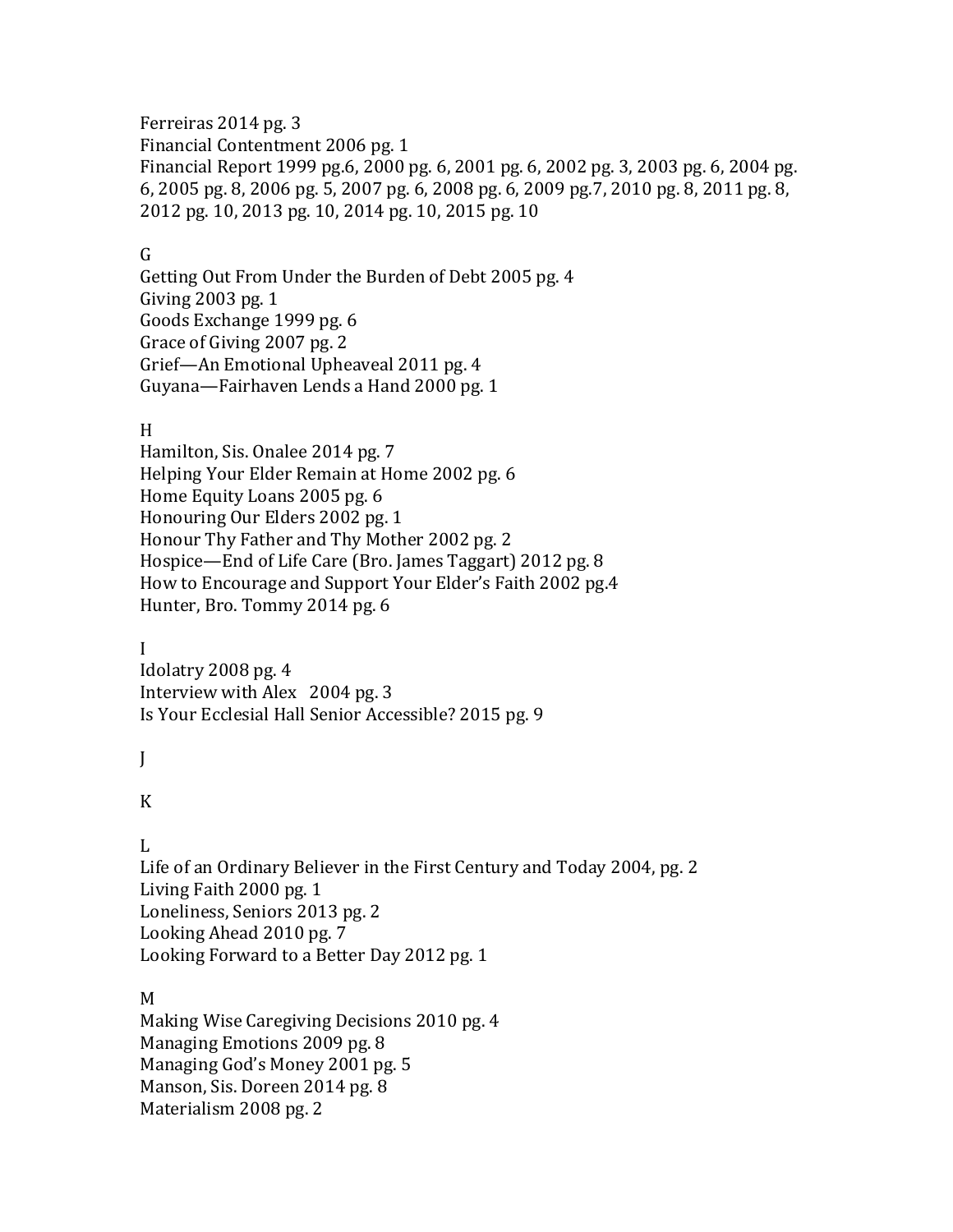Ferreiras 2014 pg. 3
Financial Contentment 2006 pg. 1
Financial Report 1999 pg.6, 2000 pg. 6, 2001 pg. 6, 2002 pg. 3, 2003 pg. 6, 2004 pg. 6, 2005 pg. 8, 2006 pg. 5, 2007 pg. 6, 2008 pg. 6, 2009 pg.7, 2010 pg. 8, 2011 pg. 8, 2012 pg. 10, 2013 pg. 10, 2014 pg. 10, 2015 pg. 10

G
Getting Out From Under the Burden of Debt 2005 pg. 4
Giving 2003 pg. 1
Goods Exchange 1999 pg. 6
Grace of Giving 2007 pg. 2
Grief—An Emotional Upheaveal 2011 pg. 4
Guyana—Fairhaven Lends a Hand 2000 pg. 1

H
Hamilton, Sis. Onalee 2014 pg. 7
Helping Your Elder Remain at Home 2002 pg. 6
Home Equity Loans 2005 pg. 6
Honouring Our Elders 2002 pg. 1
Honour Thy Father and Thy Mother 2002 pg. 2
Hospice—End of Life Care (Bro. James Taggart) 2012 pg. 8
How to Encourage and Support Your Elder's Faith 2002 pg.4
Hunter, Bro. Tommy 2014 pg. 6

I
Idolatry 2008 pg. 4
Interview with Alex 2004 pg. 3
Is Your Ecclesial Hall Senior Accessible? 2015 pg. 9

J

K

L
Life of an Ordinary Believer in the First Century and Today 2004, pg. 2
Living Faith 2000 pg. 1
Loneliness, Seniors 2013 pg. 2
Looking Ahead 2010 pg. 7
Looking Forward to a Better Day 2012 pg. 1

M
Making Wise Caregiving Decisions 2010 pg. 4
Managing Emotions 2009 pg. 8
Managing God's Money 2001 pg. 5
Manson, Sis. Doreen 2014 pg. 8
Materialism 2008 pg. 2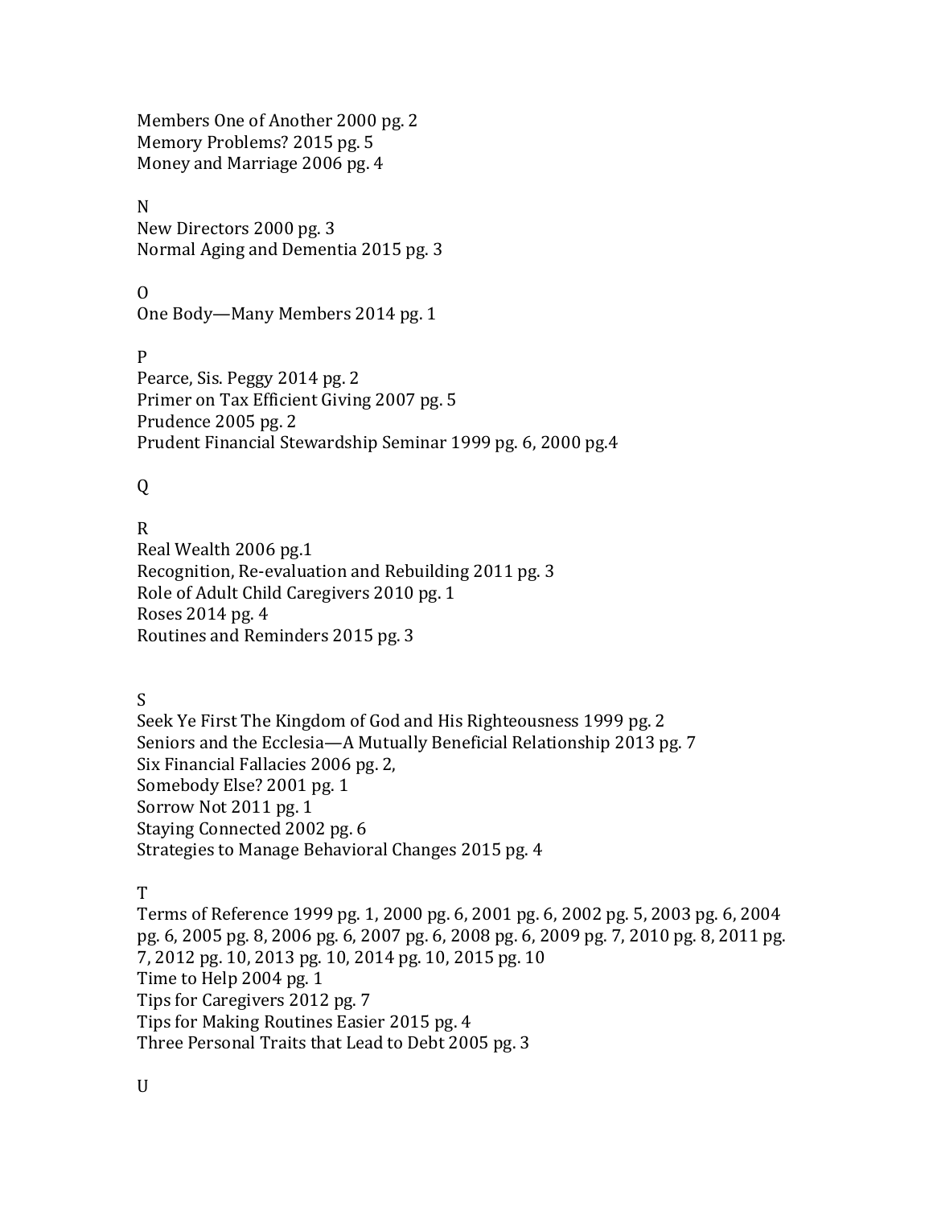Members One of Another 2000 pg. 2
Memory Problems? 2015 pg. 5
Money and Marriage 2006 pg. 4

N
New Directors 2000 pg. 3
Normal Aging and Dementia 2015 pg. 3

O
One Body—Many Members 2014 pg. 1

P
Pearce, Sis. Peggy 2014 pg. 2
Primer on Tax Efficient Giving 2007 pg. 5
Prudence 2005 pg. 2
Prudent Financial Stewardship Seminar 1999 pg. 6, 2000 pg.4

Q

R
Real Wealth 2006 pg.1
Recognition, Re-evaluation and Rebuilding 2011 pg. 3
Role of Adult Child Caregivers 2010 pg. 1
Roses 2014 pg. 4
Routines and Reminders 2015 pg. 3

S
Seek Ye First The Kingdom of God and His Righteousness 1999 pg. 2
Seniors and the Ecclesia—A Mutually Beneficial Relationship 2013 pg. 7
Six Financial Fallacies 2006 pg. 2,
Somebody Else? 2001 pg. 1
Sorrow Not 2011 pg. 1
Staying Connected 2002 pg. 6
Strategies to Manage Behavioral Changes 2015 pg. 4

T
Terms of Reference 1999 pg. 1, 2000 pg. 6, 2001 pg. 6, 2002 pg. 5, 2003 pg. 6, 2004 pg. 6, 2005 pg. 8, 2006 pg. 6, 2007 pg. 6, 2008 pg. 6, 2009 pg. 7, 2010 pg. 8, 2011 pg. 7, 2012 pg. 10, 2013 pg. 10, 2014 pg. 10, 2015 pg. 10
Time to Help 2004 pg. 1
Tips for Caregivers 2012 pg. 7
Tips for Making Routines Easier 2015 pg. 4
Three Personal Traits that Lead to Debt 2005 pg. 3

U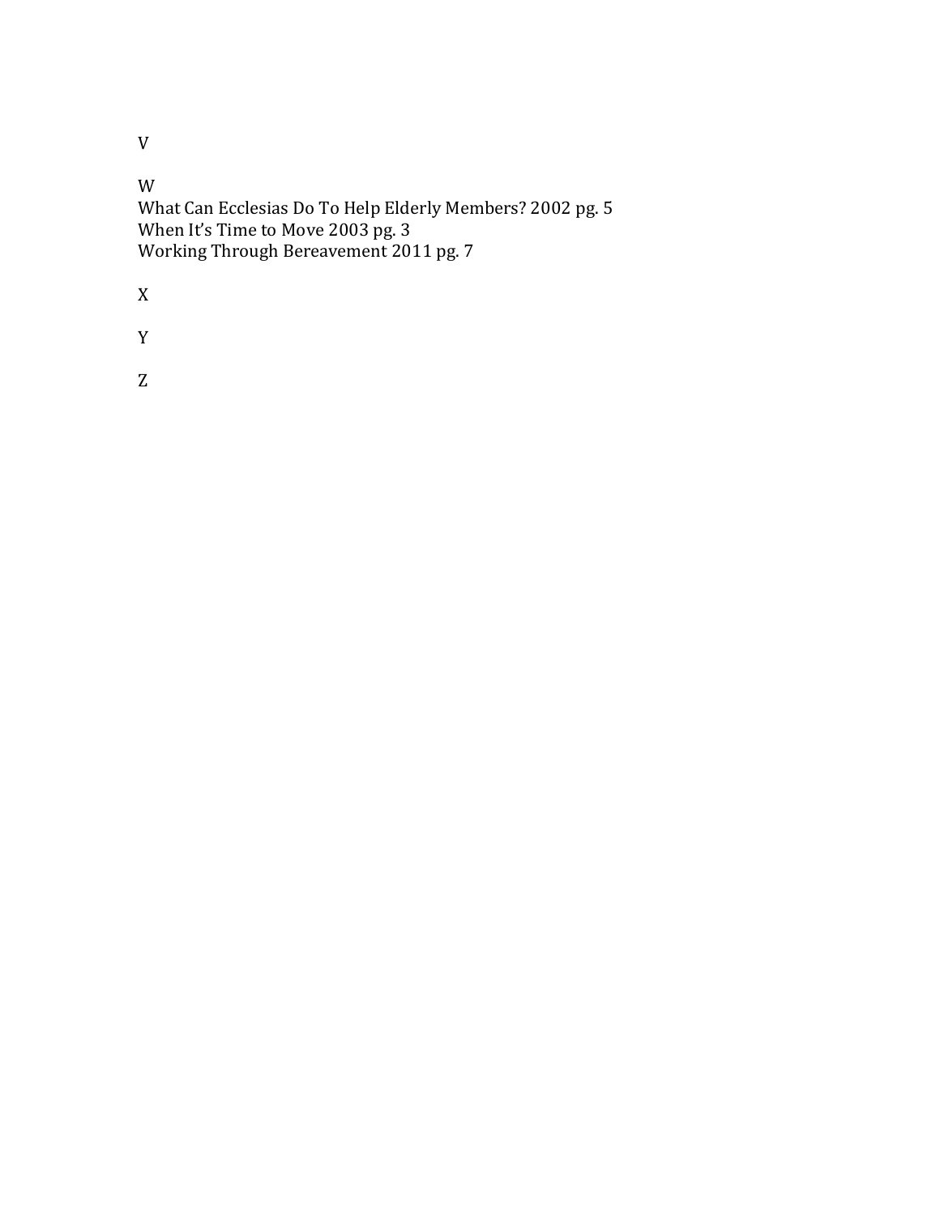V

W

What Can Ecclesias Do To Help Elderly Members? 2002 pg. 5
When It's Time to Move 2003 pg. 3
Working Through Bereavement 2011 pg. 7

X

Y

Z